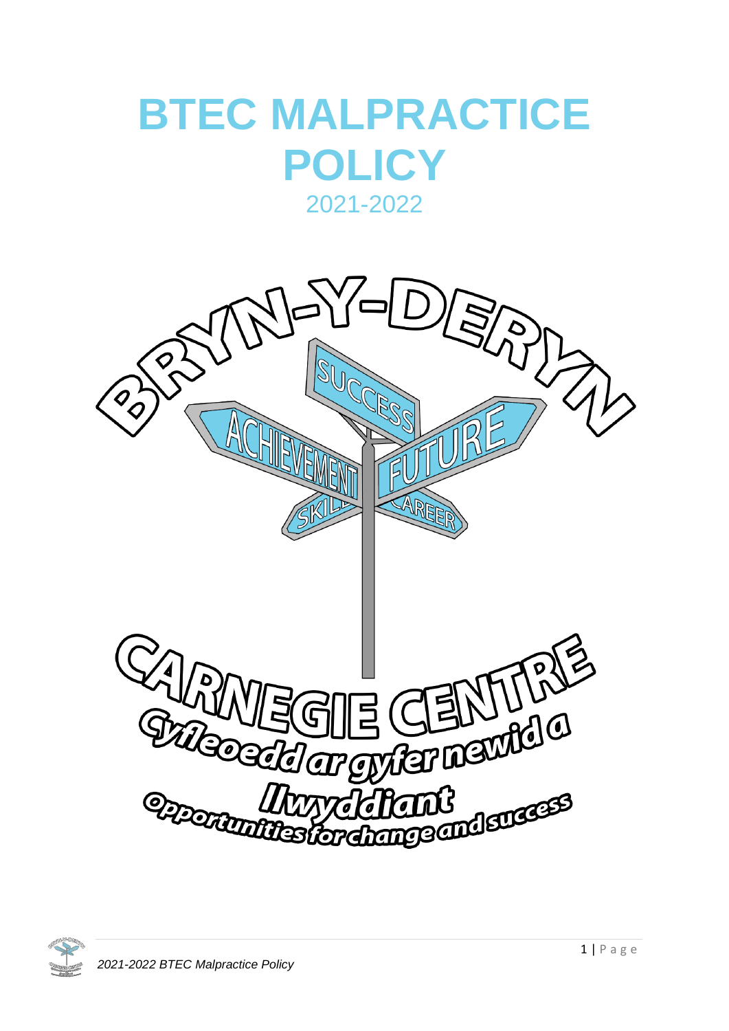# BTEC MALPRACTICE POLICY

2021-2022

BRYN-Y-DERYN

SUCCESS

ACHIEVEMENT

FUTURE

SKILLS

CAREER

CARNEGIE CENTRE

Cyfleoedd ar gyfer newid a llwyddiant

Opportunities for change and success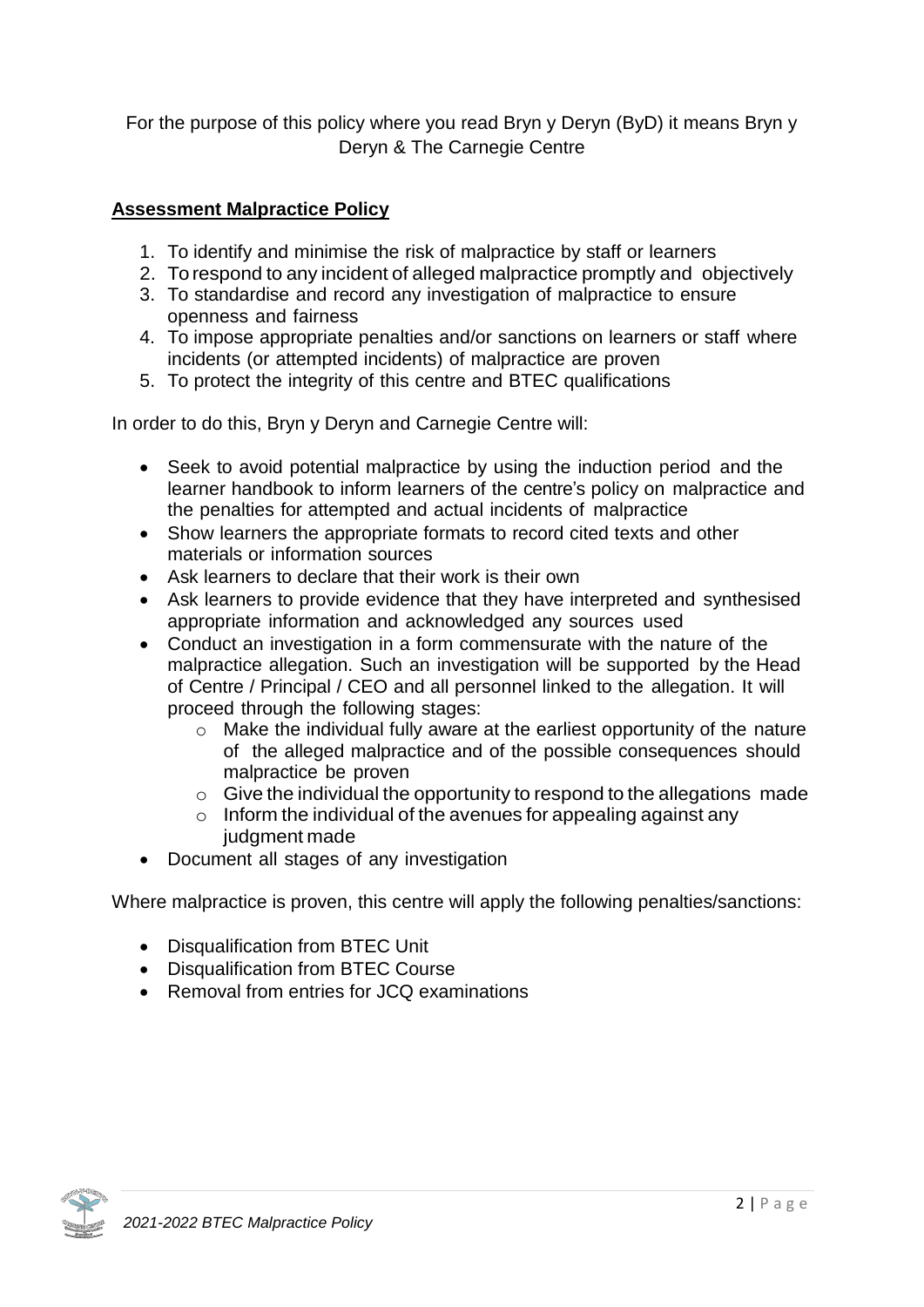For the purpose of this policy where you read Bryn y Deryn (ByD) it means Bryn y Deryn & The Carnegie Centre

## **Assessment Malpractice Policy**

1. To identify and minimise the risk of malpractice by staff or learners
2. To respond to any incident of alleged malpractice promptly and objectively
3. To standardise and record any investigation of malpractice to ensure openness and fairness
4. To impose appropriate penalties and/or sanctions on learners or staff where incidents (or attempted incidents) of malpractice are proven
5. To protect the integrity of this centre and BTEC qualifications

In order to do this, Bryn y Deryn and Carnegie Centre will:

- Seek to avoid potential malpractice by using the induction period and the learner handbook to inform learners of the centre's policy on malpractice and the penalties for attempted and actual incidents of malpractice
- Show learners the appropriate formats to record cited texts and other materials or information sources
- Ask learners to declare that their work is their own
- Ask learners to provide evidence that they have interpreted and synthesised appropriate information and acknowledged any sources used
- Conduct an investigation in a form commensurate with the nature of the malpractice allegation. Such an investigation will be supported by the Head of Centre / Principal / CEO and all personnel linked to the allegation. It will proceed through the following stages:
  - Make the individual fully aware at the earliest opportunity of the nature of the alleged malpractice and of the possible consequences should malpractice be proven
  - Give the individual the opportunity to respond to the allegations made
  - Inform the individual of the avenues for appealing against any judgment made
- Document all stages of any investigation

Where malpractice is proven, this centre will apply the following penalties/sanctions:

- Disqualification from BTEC Unit
- Disqualification from BTEC Course
- Removal from entries for JCQ examinations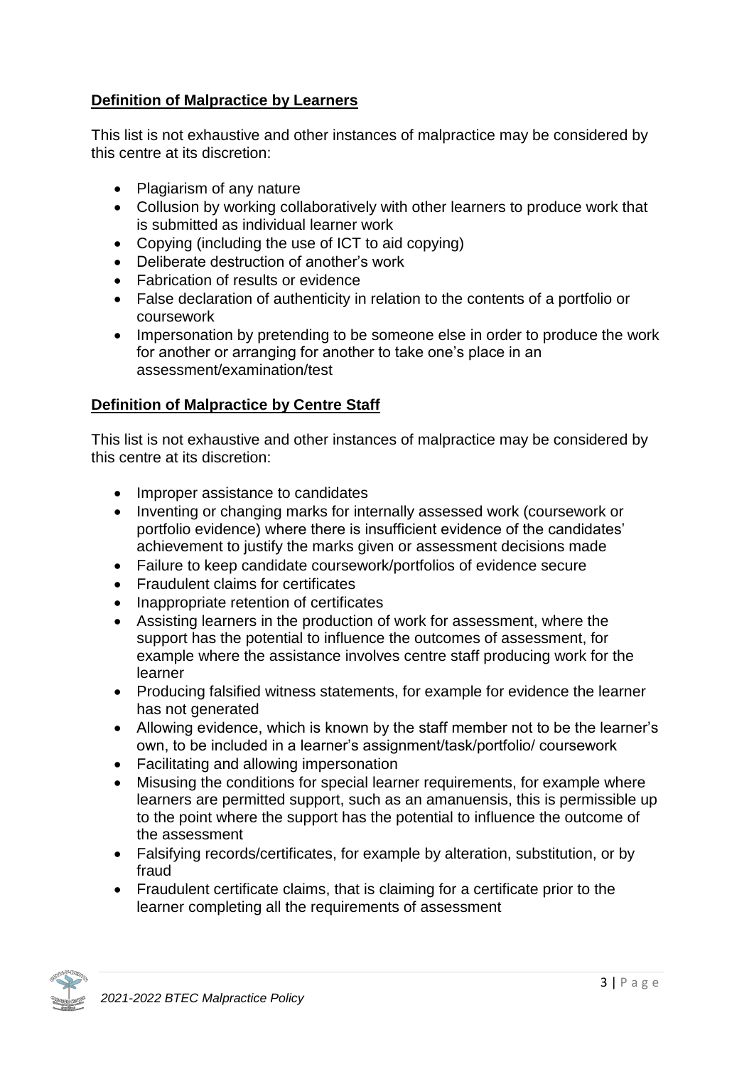**Definition of Malpractice by Learners**

This list is not exhaustive and other instances of malpractice may be considered by this centre at its discretion:

- Plagiarism of any nature
- Collusion by working collaboratively with other learners to produce work that is submitted as individual learner work
- Copying (including the use of ICT to aid copying)
- Deliberate destruction of another's work
- Fabrication of results or evidence
- False declaration of authenticity in relation to the contents of a portfolio or coursework
- Impersonation by pretending to be someone else in order to produce the work for another or arranging for another to take one's place in an assessment/examination/test

**Definition of Malpractice by Centre Staff**

This list is not exhaustive and other instances of malpractice may be considered by this centre at its discretion:

- Improper assistance to candidates
- Inventing or changing marks for internally assessed work (coursework or portfolio evidence) where there is insufficient evidence of the candidates' achievement to justify the marks given or assessment decisions made
- Failure to keep candidate coursework/portfolios of evidence secure
- Fraudulent claims for certificates
- Inappropriate retention of certificates
- Assisting learners in the production of work for assessment, where the support has the potential to influence the outcomes of assessment, for example where the assistance involves centre staff producing work for the learner
- Producing falsified witness statements, for example for evidence the learner has not generated
- Allowing evidence, which is known by the staff member not to be the learner's own, to be included in a learner's assignment/task/portfolio/ coursework
- Facilitating and allowing impersonation
- Misusing the conditions for special learner requirements, for example where learners are permitted support, such as an amanuensis, this is permissible up to the point where the support has the potential to influence the outcome of the assessment
- Falsifying records/certificates, for example by alteration, substitution, or by fraud
- Fraudulent certificate claims, that is claiming for a certificate prior to the learner completing all the requirements of assessment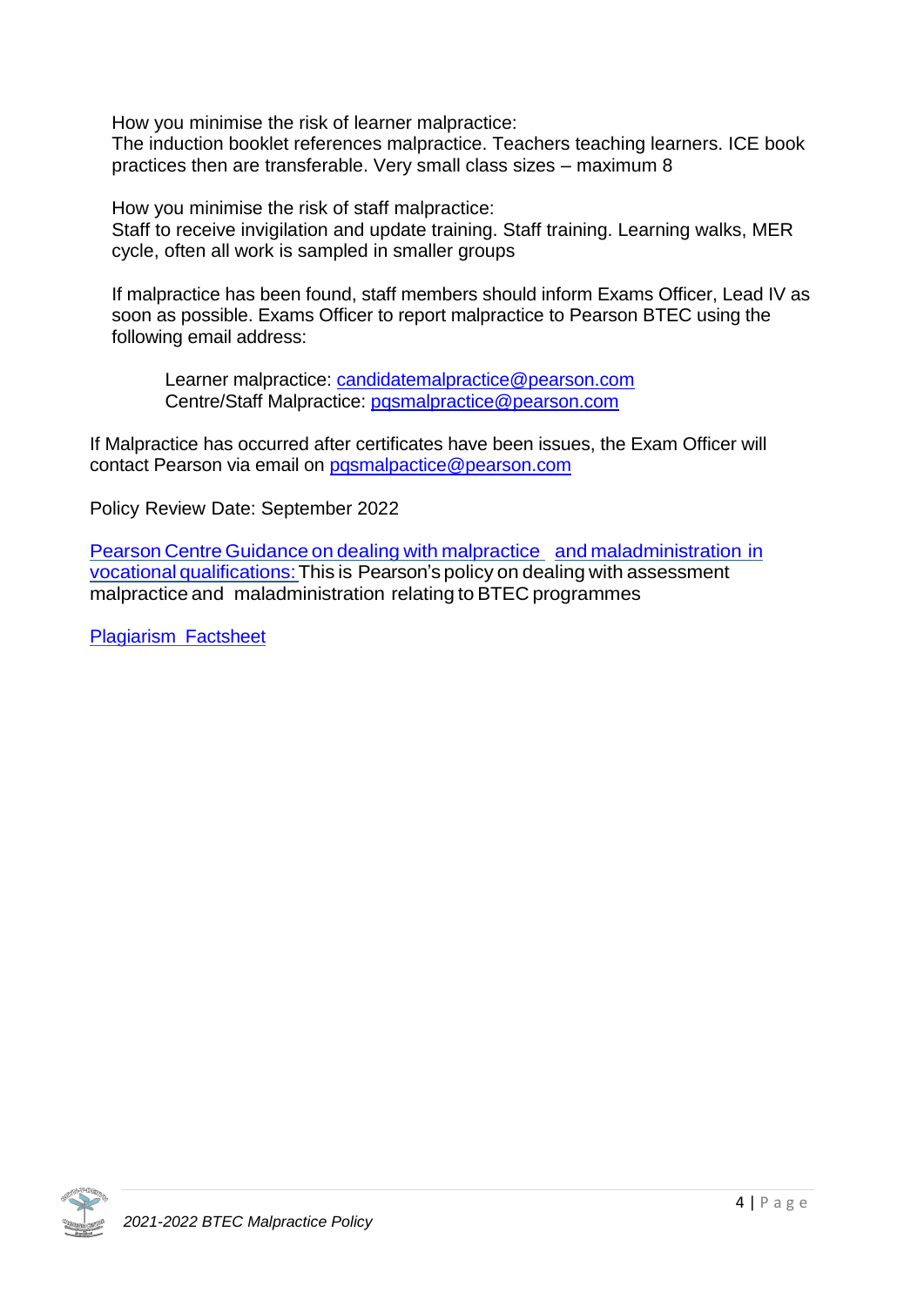How you minimise the risk of learner malpractice:
The induction booklet references malpractice. Teachers teaching learners. ICE book practices then are transferable. Very small class sizes – maximum 8

How you minimise the risk of staff malpractice:
Staff to receive invigilation and update training. Staff training. Learning walks, MER cycle, often all work is sampled in smaller groups

If malpractice has been found, staff members should inform Exams Officer, Lead IV as soon as possible. Exams Officer to report malpractice to Pearson BTEC using the following email address:

> Learner malpractice: candidatemalpractice@pearson.com
> Centre/Staff Malpractice: pqsmalpractice@pearson.com

If Malpractice has occurred after certificates have been issues, the Exam Officer will contact Pearson via email on pqsmalpactice@pearson.com

Policy Review Date: September 2022

Pearson Centre Guidance on dealing with malpractice and maladministration in vocational qualifications: This is Pearson's policy on dealing with assessment malpractice and maladministration relating to BTEC programmes

Plagiarism Factsheet